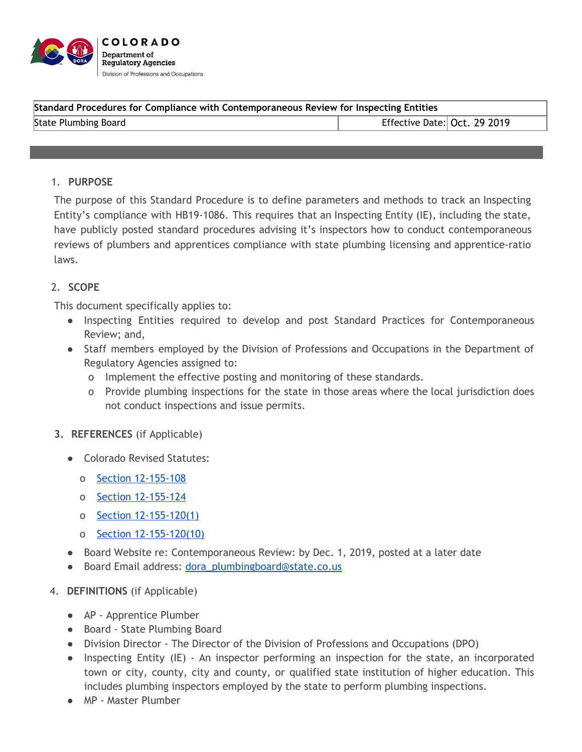COLORADO
Department of Regulatory Agencies
Division of Professions and Occupations

| Standard Procedures for Compliance with Contemporaneous Review for Inspecting Entities | | |
|---|---|---|
| State Plumbing Board | Effective Date: | Oct. 29 2019 |

## 1. PURPOSE

The purpose of this Standard Procedure is to define parameters and methods to track an Inspecting Entity's compliance with HB19-1086. This requires that an Inspecting Entity (IE), including the state, have publicly posted standard procedures advising it's inspectors how to conduct contemporaneous reviews of plumbers and apprentices compliance with state plumbing licensing and apprentice-ratio laws.

## 2. SCOPE

This document specifically applies to:

- Inspecting Entities required to develop and post Standard Practices for Contemporaneous Review; and,
- Staff members employed by the Division of Professions and Occupations in the Department of Regulatory Agencies assigned to:
  - Implement the effective posting and monitoring of these standards.
  - Provide plumbing inspections for the state in those areas where the local jurisdiction does not conduct inspections and issue permits.

## 3. REFERENCES (if Applicable)

- Colorado Revised Statutes:
  - Section 12-155-108
  - Section 12-155-124
  - Section 12-155-120(1)
  - Section 12-155-120(10)
- Board Website re: Contemporaneous Review: by Dec. 1, 2019, posted at a later date
- Board Email address: dora_plumbingboard@state.co.us

## 4. DEFINITIONS (if Applicable)

- AP - Apprentice Plumber
- Board - State Plumbing Board
- Division Director - The Director of the Division of Professions and Occupations (DPO)
- Inspecting Entity (IE) - An inspector performing an inspection for the state, an incorporated town or city, county, city and county, or qualified state institution of higher education. This includes plumbing inspectors employed by the state to perform plumbing inspections.
- MP - Master Plumber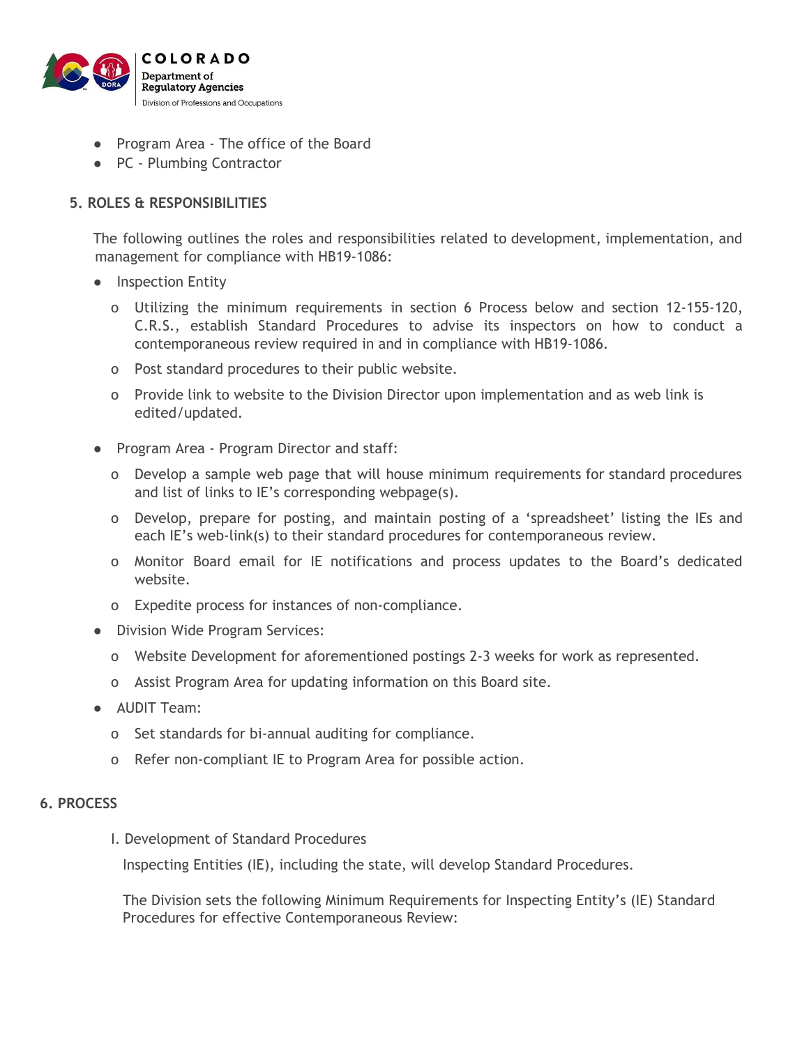- Program Area - The office of the Board
- PC - Plumbing Contractor

## 5. ROLES & RESPONSIBILITIES

The following outlines the roles and responsibilities related to development, implementation, and management for compliance with HB19-1086:

- Inspection Entity
    - o Utilizing the minimum requirements in section 6 Process below and section 12-155-120, C.R.S., establish Standard Procedures to advise its inspectors on how to conduct a contemporaneous review required in and in compliance with HB19-1086.
    - o Post standard procedures to their public website.
    - o Provide link to website to the Division Director upon implementation and as web link is edited/updated.
- Program Area - Program Director and staff:
    - o Develop a sample web page that will house minimum requirements for standard procedures and list of links to IE's corresponding webpage(s).
    - o Develop, prepare for posting, and maintain posting of a 'spreadsheet' listing the IEs and each IE's web-link(s) to their standard procedures for contemporaneous review.
    - o Monitor Board email for IE notifications and process updates to the Board's dedicated website.
    - o Expedite process for instances of non-compliance.
- Division Wide Program Services:
    - o Website Development for aforementioned postings 2-3 weeks for work as represented.
    - o Assist Program Area for updating information on this Board site.
- AUDIT Team:
    - o Set standards for bi-annual auditing for compliance.
    - o Refer non-compliant IE to Program Area for possible action.

## 6. PROCESS

I. Development of Standard Procedures

Inspecting Entities (IE), including the state, will develop Standard Procedures.

The Division sets the following Minimum Requirements for Inspecting Entity's (IE) Standard Procedures for effective Contemporaneous Review: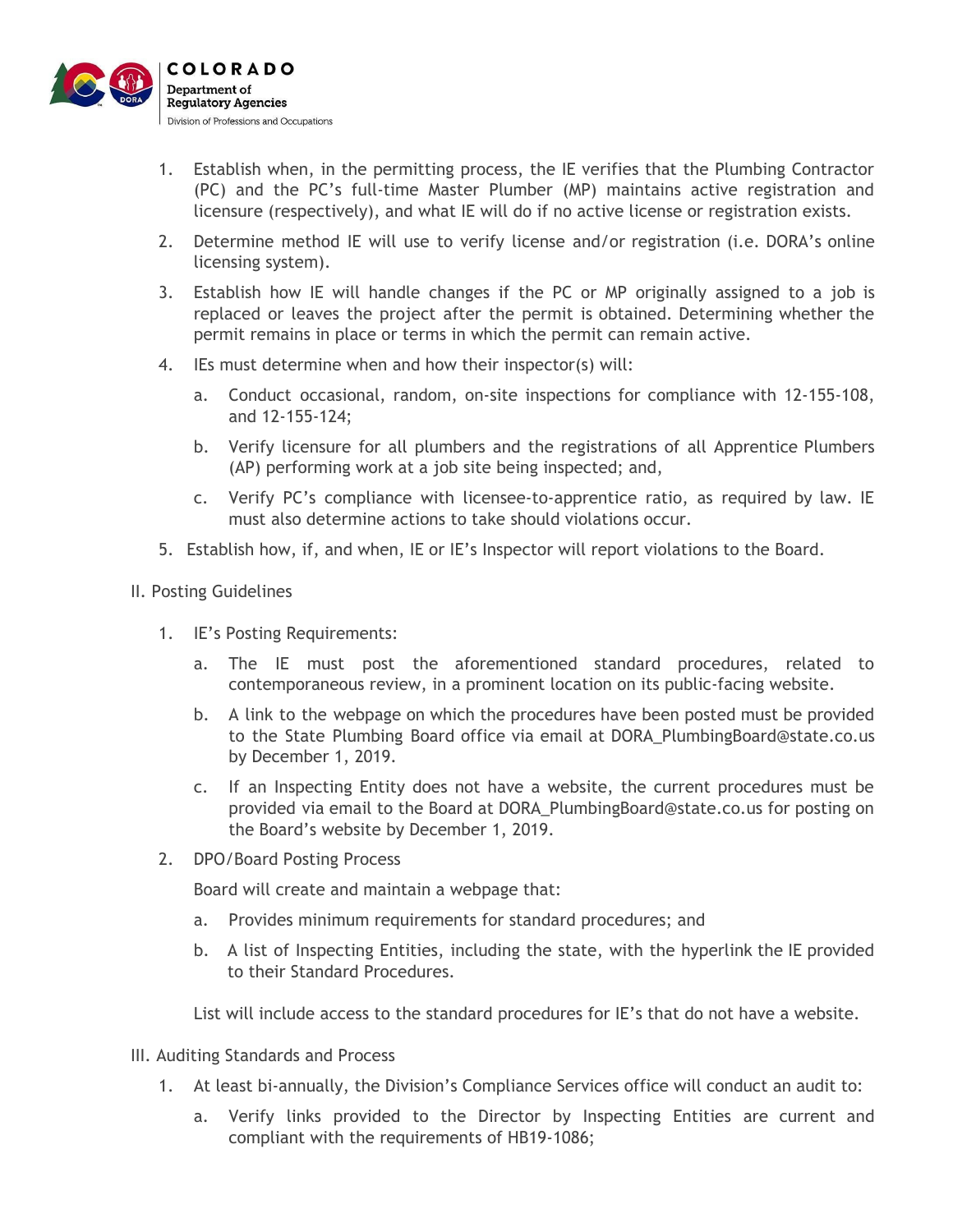1. Establish when, in the permitting process, the IE verifies that the Plumbing Contractor (PC) and the PC's full-time Master Plumber (MP) maintains active registration and licensure (respectively), and what IE will do if no active license or registration exists.
2. Determine method IE will use to verify license and/or registration (i.e. DORA's online licensing system).
3. Establish how IE will handle changes if the PC or MP originally assigned to a job is replaced or leaves the project after the permit is obtained. Determining whether the permit remains in place or terms in which the permit can remain active.
4. IEs must determine when and how their inspector(s) will:
   a. Conduct occasional, random, on-site inspections for compliance with 12-155-108, and 12-155-124;
   b. Verify licensure for all plumbers and the registrations of all Apprentice Plumbers (AP) performing work at a job site being inspected; and,
   c. Verify PC's compliance with licensee-to-apprentice ratio, as required by law. IE must also determine actions to take should violations occur.
5. Establish how, if, and when, IE or IE's Inspector will report violations to the Board.

II. Posting Guidelines

1. IE's Posting Requirements:
   a. The IE must post the aforementioned standard procedures, related to contemporaneous review, in a prominent location on its public-facing website.
   b. A link to the webpage on which the procedures have been posted must be provided to the State Plumbing Board office via email at DORA_PlumbingBoard@state.co.us by December 1, 2019.
   c. If an Inspecting Entity does not have a website, the current procedures must be provided via email to the Board at DORA_PlumbingBoard@state.co.us for posting on the Board's website by December 1, 2019.
2. DPO/Board Posting Process

   Board will create and maintain a webpage that:

   a. Provides minimum requirements for standard procedures; and
   b. A list of Inspecting Entities, including the state, with the hyperlink the IE provided to their Standard Procedures.

   List will include access to the standard procedures for IE's that do not have a website.

III. Auditing Standards and Process

1. At least bi-annually, the Division's Compliance Services office will conduct an audit to:
   a. Verify links provided to the Director by Inspecting Entities are current and compliant with the requirements of HB19-1086;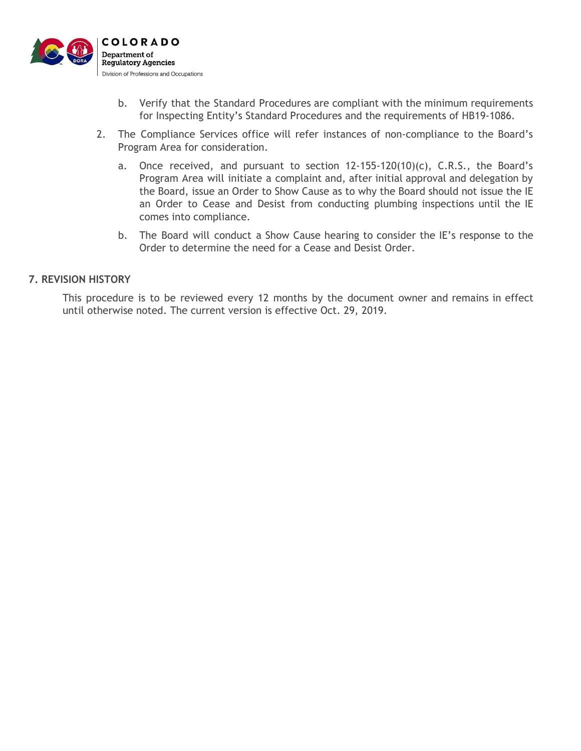b. Verify that the Standard Procedures are compliant with the minimum requirements for Inspecting Entity's Standard Procedures and the requirements of HB19-1086.

2. The Compliance Services office will refer instances of non-compliance to the Board's Program Area for consideration.

   a. Once received, and pursuant to section 12-155-120(10)(c), C.R.S., the Board's Program Area will initiate a complaint and, after initial approval and delegation by the Board, issue an Order to Show Cause as to why the Board should not issue the IE an Order to Cease and Desist from conducting plumbing inspections until the IE comes into compliance.

   b. The Board will conduct a Show Cause hearing to consider the IE's response to the Order to determine the need for a Cease and Desist Order.

## 7. REVISION HISTORY

This procedure is to be reviewed every 12 months by the document owner and remains in effect until otherwise noted. The current version is effective Oct. 29, 2019.